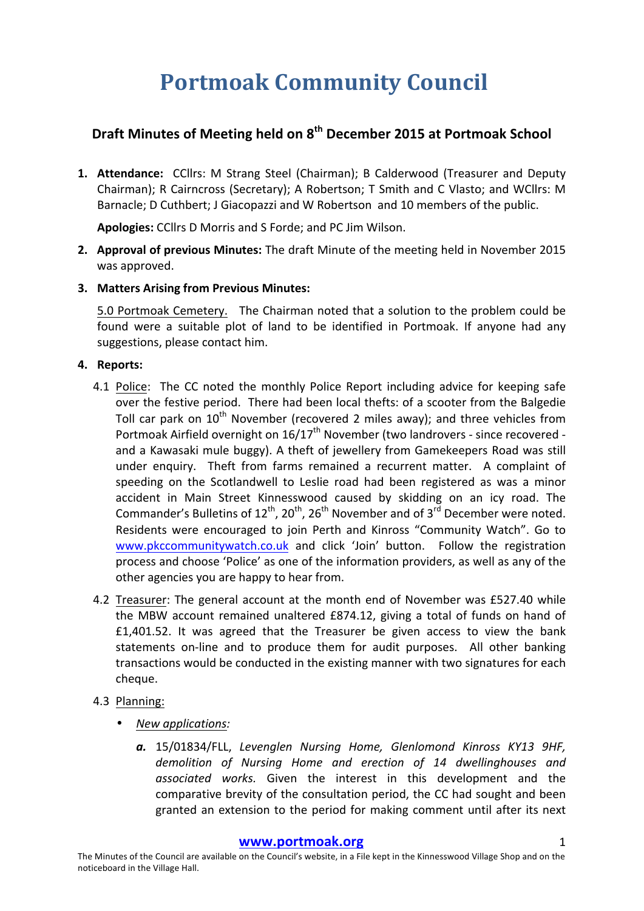# Portmoak Community Council

## Draft Minutes of Meeting held on 8th December 2015 at Portmoak School

1. **Attendance:** CCllrs: M Strang Steel (Chairman); B Calderwood (Treasurer and Deputy Chairman); R Cairncross (Secretary); A Robertson; T Smith and C Vlasto; and WCllrs: M Barnacle; D Cuthbert; J Giacopazzi and W Robertson and 10 members of the public.

   **Apologies:** CCllrs D Morris and S Forde; and PC Jim Wilson.

2. **Approval of previous Minutes:** The draft Minute of the meeting held in November 2015 was approved.

3. **Matters Arising from Previous Minutes:**

   5.0 Portmoak Cemetery. The Chairman noted that a solution to the problem could be found were a suitable plot of land to be identified in Portmoak. If anyone had any suggestions, please contact him.

4. **Reports:**

   4.1 Police: The CC noted the monthly Police Report including advice for keeping safe over the festive period. There had been local thefts: of a scooter from the Balgedie Toll car park on 10th November (recovered 2 miles away); and three vehicles from Portmoak Airfield overnight on 16/17th November (two landrovers - since recovered - and a Kawasaki mule buggy). A theft of jewellery from Gamekeepers Road was still under enquiry. Theft from farms remained a recurrent matter. A complaint of speeding on the Scotlandwell to Leslie road had been registered as was a minor accident in Main Street Kinnesswood caused by skidding on an icy road. The Commander's Bulletins of 12th, 20th, 26th November and of 3rd December were noted. Residents were encouraged to join Perth and Kinross "Community Watch". Go to www.pkccommunitywatch.co.uk and click 'Join' button. Follow the registration process and choose 'Police' as one of the information providers, as well as any of the other agencies you are happy to hear from.

   4.2 Treasurer: The general account at the month end of November was £527.40 while the MBW account remained unaltered £874.12, giving a total of funds on hand of £1,401.52. It was agreed that the Treasurer be given access to view the bank statements on-line and to produce them for audit purposes. All other banking transactions would be conducted in the existing manner with two signatures for each cheque.

   4.3 Planning:

   - *New applications:*

     ***a.*** 15/01834/FLL, *Levenglen Nursing Home, Glenlomond Kinross KY13 9HF, demolition of Nursing Home and erection of 14 dwellinghouses and associated works.* Given the interest in this development and the comparative brevity of the consultation period, the CC had sought and been granted an extension to the period for making comment until after its next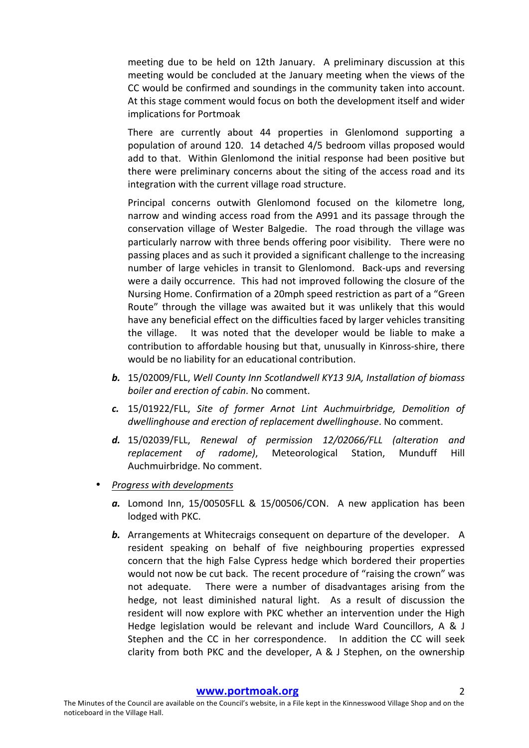meeting due to be held on 12th January. A preliminary discussion at this meeting would be concluded at the January meeting when the views of the CC would be confirmed and soundings in the community taken into account. At this stage comment would focus on both the development itself and wider implications for Portmoak

There are currently about 44 properties in Glenlomond supporting a population of around 120. 14 detached 4/5 bedroom villas proposed would add to that. Within Glenlomond the initial response had been positive but there were preliminary concerns about the siting of the access road and its integration with the current village road structure.

Principal concerns outwith Glenlomond focused on the kilometre long, narrow and winding access road from the A991 and its passage through the conservation village of Wester Balgedie. The road through the village was particularly narrow with three bends offering poor visibility. There were no passing places and as such it provided a significant challenge to the increasing number of large vehicles in transit to Glenlomond. Back-ups and reversing were a daily occurrence. This had not improved following the closure of the Nursing Home. Confirmation of a 20mph speed restriction as part of a "Green Route" through the village was awaited but it was unlikely that this would have any beneficial effect on the difficulties faced by larger vehicles transiting the village. It was noted that the developer would be liable to make a contribution to affordable housing but that, unusually in Kinross-shire, there would be no liability for an educational contribution.

***b.*** 15/02009/FLL, *Well County Inn Scotlandwell KY13 9JA, Installation of biomass boiler and erection of cabin*. No comment.

***c.*** 15/01922/FLL, *Site of former Arnot Lint Auchmuirbridge, Demolition of dwellinghouse and erection of replacement dwellinghouse*. No comment.

***d.*** 15/02039/FLL, *Renewal of permission 12/02066/FLL (alteration and replacement of radome)*, Meteorological Station, Munduff Hill Auchmuirbridge. No comment.

- *Progress with developments*

***a.*** Lomond Inn, 15/00505FLL & 15/00506/CON. A new application has been lodged with PKC.

***b.*** Arrangements at Whitecraigs consequent on departure of the developer. A resident speaking on behalf of five neighbouring properties expressed concern that the high False Cypress hedge which bordered their properties would not now be cut back. The recent procedure of "raising the crown" was not adequate. There were a number of disadvantages arising from the hedge, not least diminished natural light. As a result of discussion the resident will now explore with PKC whether an intervention under the High Hedge legislation would be relevant and include Ward Councillors, A & J Stephen and the CC in her correspondence. In addition the CC will seek clarity from both PKC and the developer, A & J Stephen, on the ownership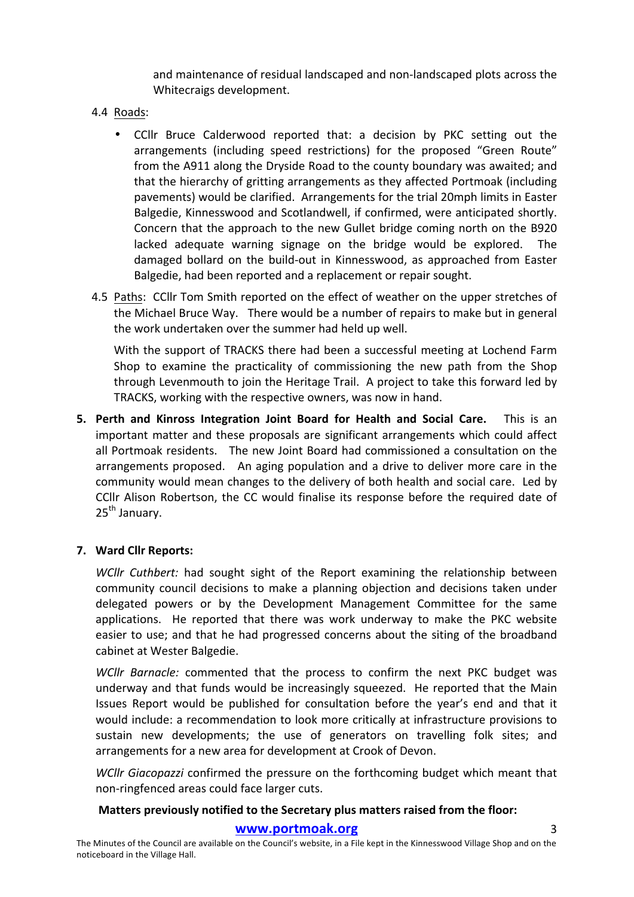and maintenance of residual landscaped and non-landscaped plots across the Whitecraigs development.

4.4 Roads:

- CCllr Bruce Calderwood reported that: a decision by PKC setting out the arrangements (including speed restrictions) for the proposed "Green Route" from the A911 along the Dryside Road to the county boundary was awaited; and that the hierarchy of gritting arrangements as they affected Portmoak (including pavements) would be clarified. Arrangements for the trial 20mph limits in Easter Balgedie, Kinnesswood and Scotlandwell, if confirmed, were anticipated shortly. Concern that the approach to the new Gullet bridge coming north on the B920 lacked adequate warning signage on the bridge would be explored. The damaged bollard on the build-out in Kinnesswood, as approached from Easter Balgedie, had been reported and a replacement or repair sought.

4.5 Paths: CCllr Tom Smith reported on the effect of weather on the upper stretches of the Michael Bruce Way. There would be a number of repairs to make but in general the work undertaken over the summer had held up well.

With the support of TRACKS there had been a successful meeting at Lochend Farm Shop to examine the practicality of commissioning the new path from the Shop through Levenmouth to join the Heritage Trail. A project to take this forward led by TRACKS, working with the respective owners, was now in hand.

**5. Perth and Kinross Integration Joint Board for Health and Social Care.** This is an important matter and these proposals are significant arrangements which could affect all Portmoak residents. The new Joint Board had commissioned a consultation on the arrangements proposed. An aging population and a drive to deliver more care in the community would mean changes to the delivery of both health and social care. Led by CCllr Alison Robertson, the CC would finalise its response before the required date of 25th January.

**7. Ward Cllr Reports:**

*WCllr Cuthbert:* had sought sight of the Report examining the relationship between community council decisions to make a planning objection and decisions taken under delegated powers or by the Development Management Committee for the same applications. He reported that there was work underway to make the PKC website easier to use; and that he had progressed concerns about the siting of the broadband cabinet at Wester Balgedie.

*WCllr Barnacle:* commented that the process to confirm the next PKC budget was underway and that funds would be increasingly squeezed. He reported that the Main Issues Report would be published for consultation before the year's end and that it would include: a recommendation to look more critically at infrastructure provisions to sustain new developments; the use of generators on travelling folk sites; and arrangements for a new area for development at Crook of Devon.

*WCllr Giacopazzi* confirmed the pressure on the forthcoming budget which meant that non-ringfenced areas could face larger cuts.

**Matters previously notified to the Secretary plus matters raised from the floor:**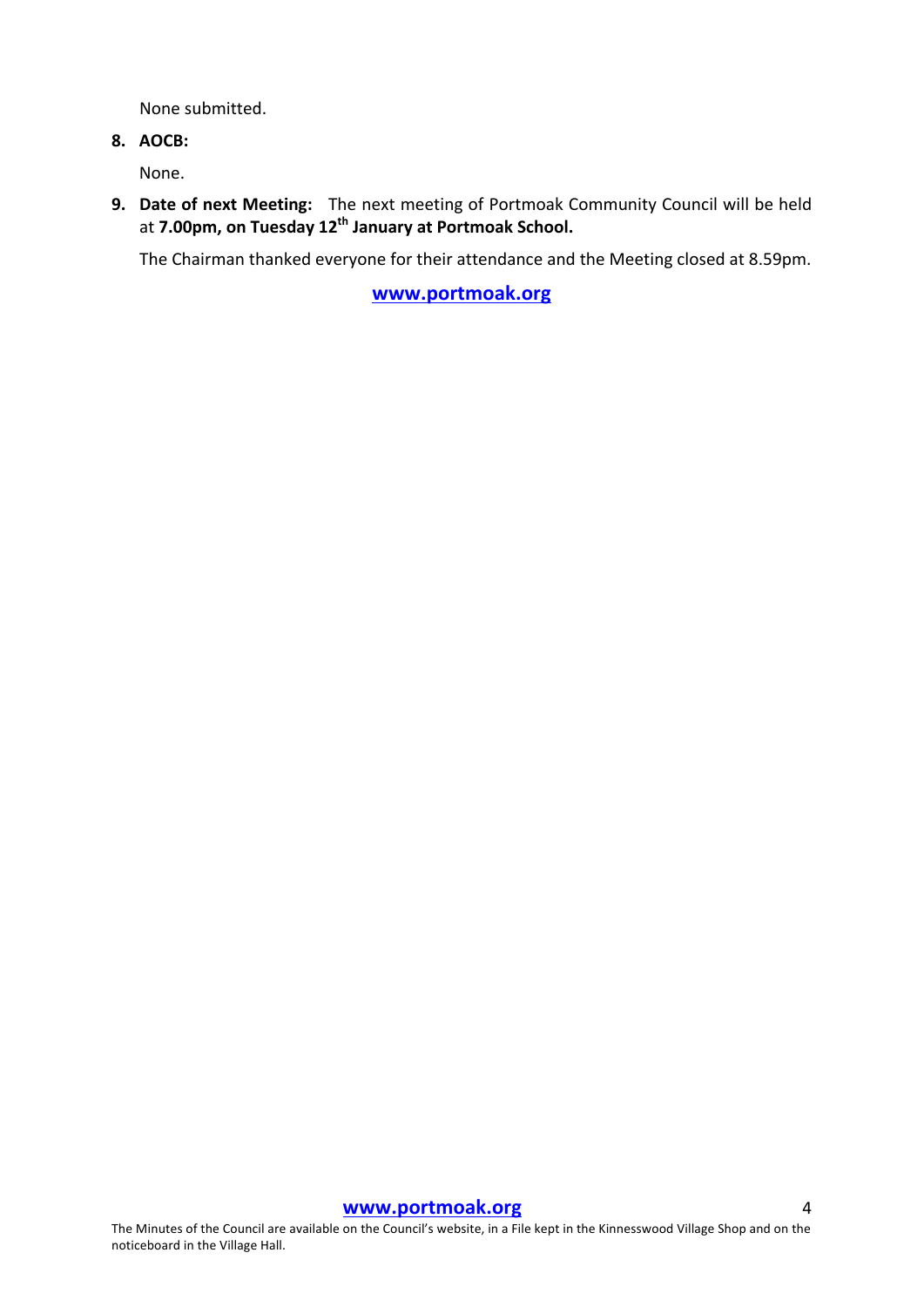None submitted.

8. **AOCB:**

   None.

9. **Date of next Meeting:** The next meeting of Portmoak Community Council will be held at **7.00pm, on Tuesday 12th January at Portmoak School.**

   The Chairman thanked everyone for their attendance and the Meeting closed at 8.59pm.

**www.portmoak.org**

The Minutes of the Council are available on the Council's website, in a File kept in the Kinnesswood Village Shop and on the noticeboard in the Village Hall.